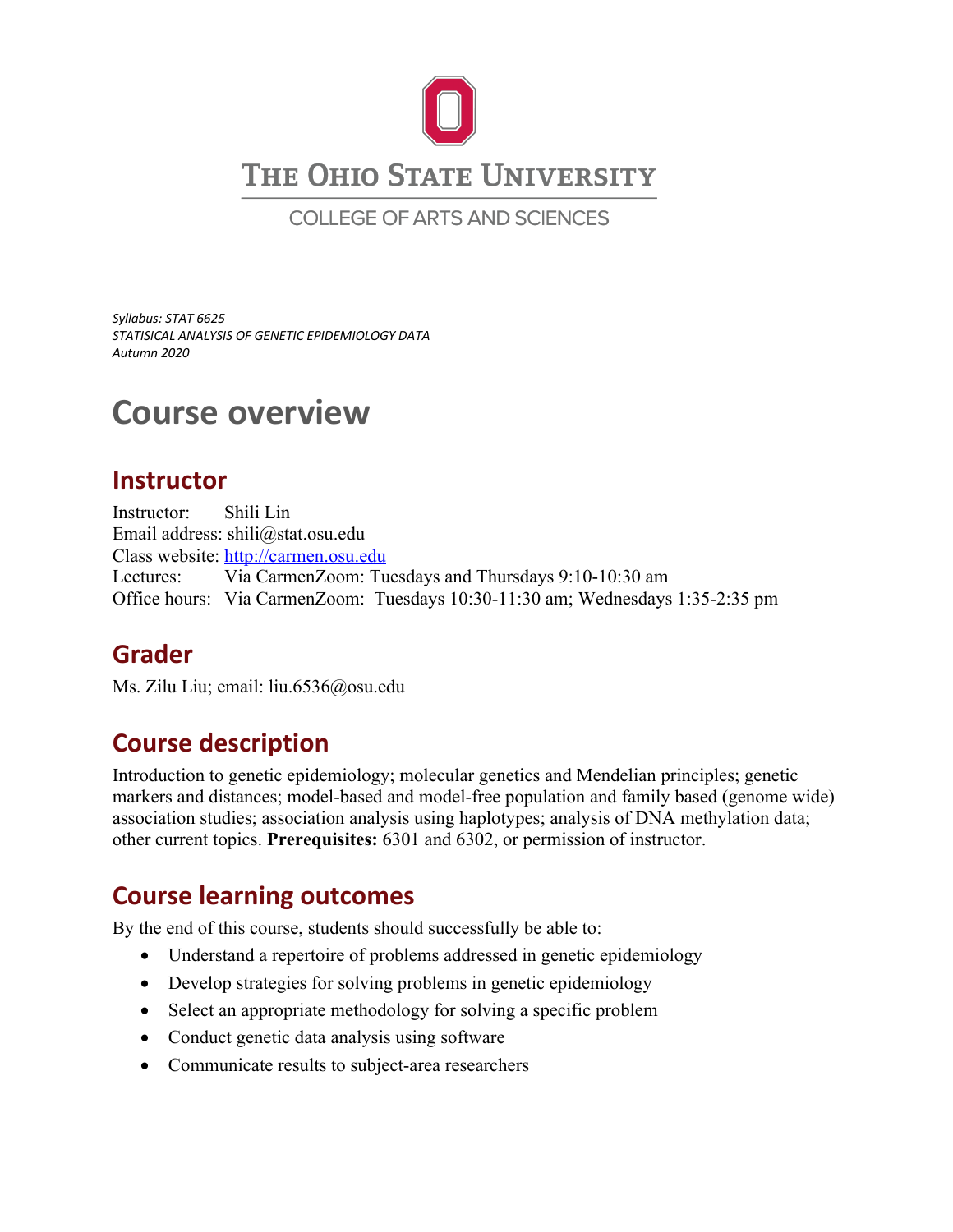THE OHIO STATE UNIVERSITY

COLLEGE OF ARTS AND SCIENCES

*Syllabus: STAT 6625*
*STATISICAL ANALYSIS OF GENETIC EPIDEMIOLOGY DATA*
*Autumn 2020*

# Course overview

## Instructor

Instructor: Shili Lin
Email address: shili@stat.osu.edu
Class website: http://carmen.osu.edu
Lectures: Via CarmenZoom: Tuesdays and Thursdays 9:10-10:30 am
Office hours: Via CarmenZoom: Tuesdays 10:30-11:30 am; Wednesdays 1:35-2:35 pm

## Grader

Ms. Zilu Liu; email: liu.6536@osu.edu

## Course description

Introduction to genetic epidemiology; molecular genetics and Mendelian principles; genetic markers and distances; model-based and model-free population and family based (genome wide) association studies; association analysis using haplotypes; analysis of DNA methylation data; other current topics. **Prerequisites:** 6301 and 6302, or permission of instructor.

## Course learning outcomes

By the end of this course, students should successfully be able to:

- Understand a repertoire of problems addressed in genetic epidemiology
- Develop strategies for solving problems in genetic epidemiology
- Select an appropriate methodology for solving a specific problem
- Conduct genetic data analysis using software
- Communicate results to subject-area researchers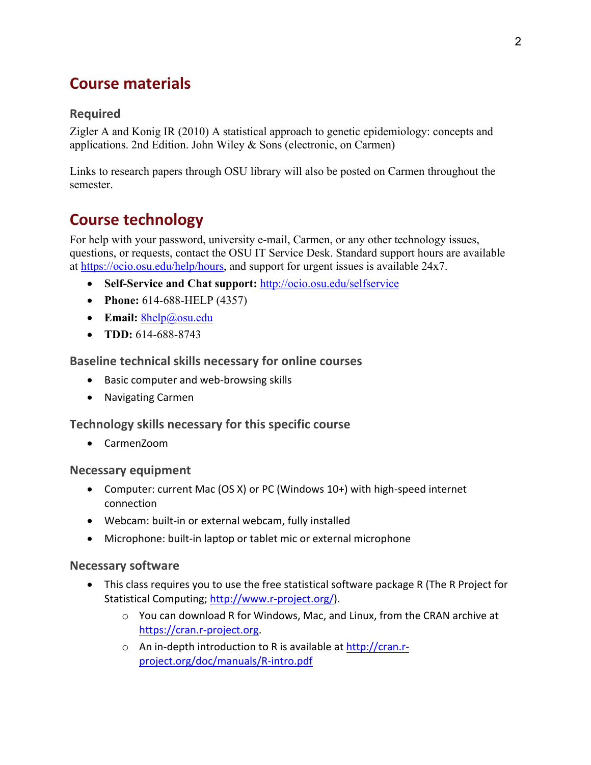## Course materials

### Required

Zigler A and Konig IR (2010) A statistical approach to genetic epidemiology: concepts and applications. 2nd Edition. John Wiley & Sons (electronic, on Carmen)

Links to research papers through OSU library will also be posted on Carmen throughout the semester.

## Course technology

For help with your password, university e-mail, Carmen, or any other technology issues, questions, or requests, contact the OSU IT Service Desk. Standard support hours are available at https://ocio.osu.edu/help/hours, and support for urgent issues is available 24x7.

- **Self-Service and Chat support:** http://ocio.osu.edu/selfservice
- **Phone:** 614-688-HELP (4357)
- **Email:** 8help@osu.edu
- **TDD:** 614-688-8743

### Baseline technical skills necessary for online courses

- Basic computer and web-browsing skills
- Navigating Carmen

### Technology skills necessary for this specific course

- CarmenZoom

### Necessary equipment

- Computer: current Mac (OS X) or PC (Windows 10+) with high-speed internet connection
- Webcam: built-in or external webcam, fully installed
- Microphone: built-in laptop or tablet mic or external microphone

### Necessary software

- This class requires you to use the free statistical software package R (The R Project for Statistical Computing; http://www.r-project.org/).
  - You can download R for Windows, Mac, and Linux, from the CRAN archive at https://cran.r-project.org.
  - An in-depth introduction to R is available at http://cran.r-project.org/doc/manuals/R-intro.pdf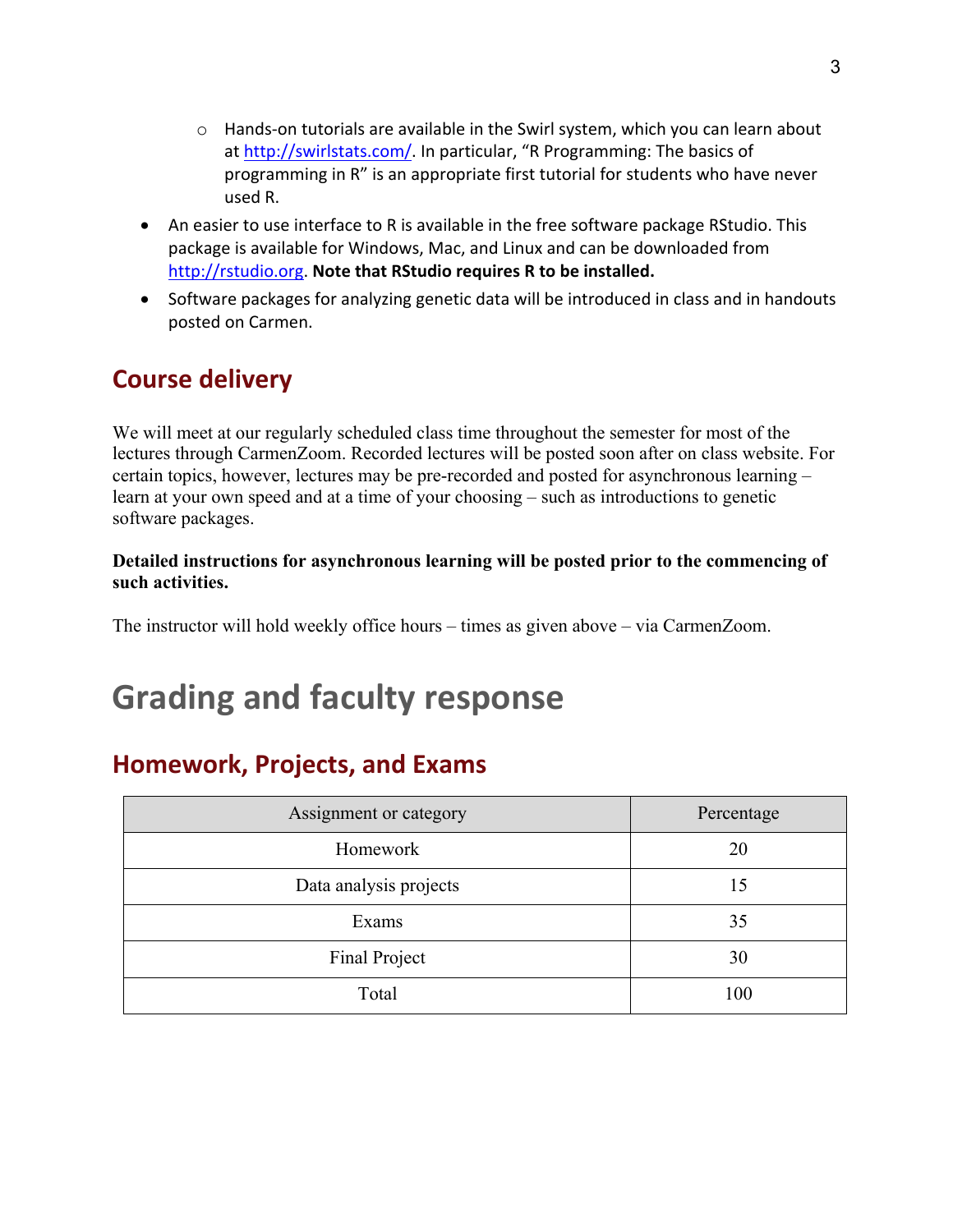- Hands-on tutorials are available in the Swirl system, which you can learn about at [http://swirlstats.com/](http://swirlstats.com/). In particular, "R Programming: The basics of programming in R" is an appropriate first tutorial for students who have never used R.

- An easier to use interface to R is available in the free software package RStudio. This package is available for Windows, Mac, and Linux and can be downloaded from [http://rstudio.org](http://rstudio.org). **Note that RStudio requires R to be installed.**
- Software packages for analyzing genetic data will be introduced in class and in handouts posted on Carmen.

## Course delivery

We will meet at our regularly scheduled class time throughout the semester for most of the lectures through CarmenZoom. Recorded lectures will be posted soon after on class website. For certain topics, however, lectures may be pre-recorded and posted for asynchronous learning – learn at your own speed and at a time of your choosing – such as introductions to genetic software packages.

**Detailed instructions for asynchronous learning will be posted prior to the commencing of such activities.**

The instructor will hold weekly office hours – times as given above – via CarmenZoom.

# Grading and faculty response

## Homework, Projects, and Exams

| Assignment or category | Percentage |
|---|---|
| Homework | 20 |
| Data analysis projects | 15 |
| Exams | 35 |
| Final Project | 30 |
| Total | 100 |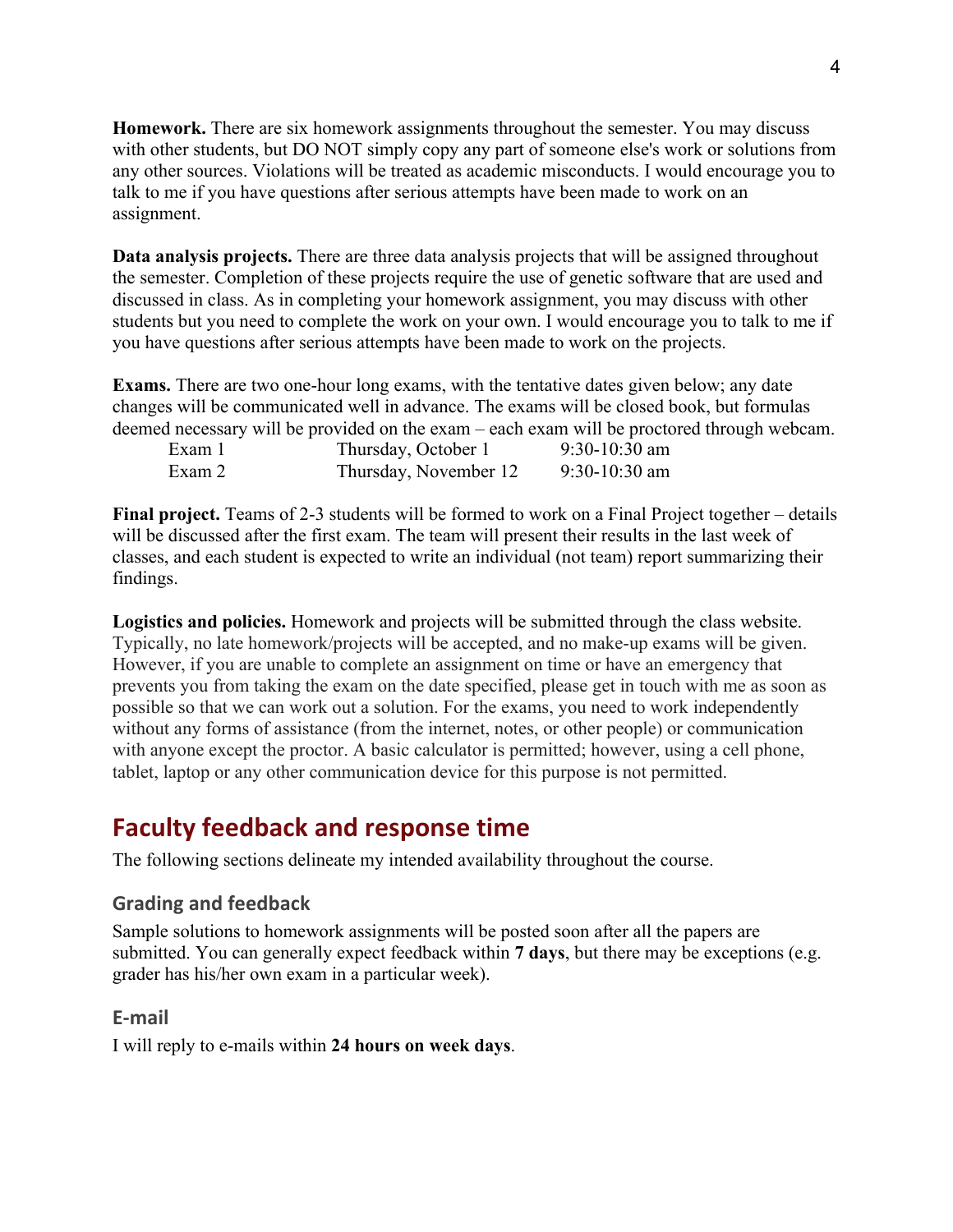**Homework.** There are six homework assignments throughout the semester. You may discuss with other students, but DO NOT simply copy any part of someone else's work or solutions from any other sources. Violations will be treated as academic misconducts. I would encourage you to talk to me if you have questions after serious attempts have been made to work on an assignment.

**Data analysis projects.** There are three data analysis projects that will be assigned throughout the semester. Completion of these projects require the use of genetic software that are used and discussed in class. As in completing your homework assignment, you may discuss with other students but you need to complete the work on your own. I would encourage you to talk to me if you have questions after serious attempts have been made to work on the projects.

**Exams.** There are two one-hour long exams, with the tentative dates given below; any date changes will be communicated well in advance. The exams will be closed book, but formulas deemed necessary will be provided on the exam – each exam will be proctored through webcam.

| | | |
|---|---|---|
| Exam 1 | Thursday, October 1 | 9:30-10:30 am |
| Exam 2 | Thursday, November 12 | 9:30-10:30 am |

**Final project.** Teams of 2-3 students will be formed to work on a Final Project together – details will be discussed after the first exam. The team will present their results in the last week of classes, and each student is expected to write an individual (not team) report summarizing their findings.

**Logistics and policies.** Homework and projects will be submitted through the class website. Typically, no late homework/projects will be accepted, and no make-up exams will be given. However, if you are unable to complete an assignment on time or have an emergency that prevents you from taking the exam on the date specified, please get in touch with me as soon as possible so that we can work out a solution. For the exams, you need to work independently without any forms of assistance (from the internet, notes, or other people) or communication with anyone except the proctor. A basic calculator is permitted; however, using a cell phone, tablet, laptop or any other communication device for this purpose is not permitted.

## Faculty feedback and response time

The following sections delineate my intended availability throughout the course.

### Grading and feedback

Sample solutions to homework assignments will be posted soon after all the papers are submitted. You can generally expect feedback within **7 days**, but there may be exceptions (e.g. grader has his/her own exam in a particular week).

### E-mail

I will reply to e-mails within **24 hours on week days**.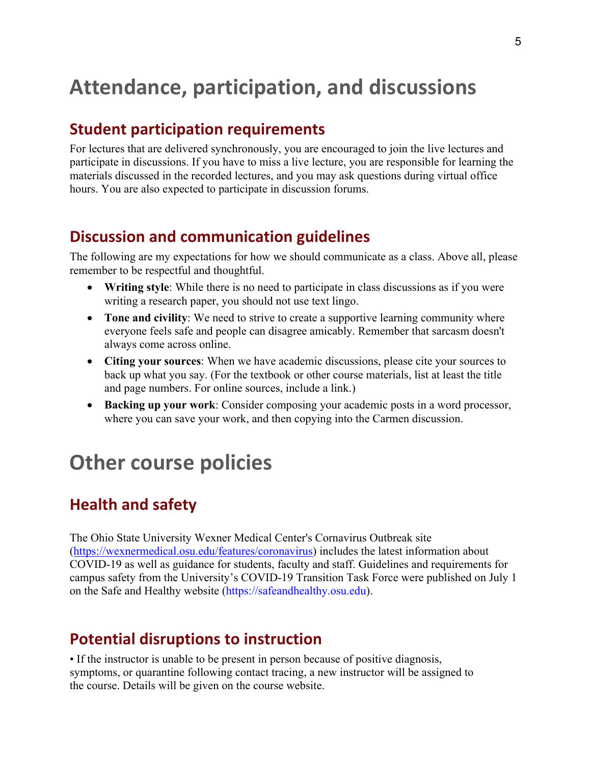# Attendance, participation, and discussions

## Student participation requirements

For lectures that are delivered synchronously, you are encouraged to join the live lectures and participate in discussions. If you have to miss a live lecture, you are responsible for learning the materials discussed in the recorded lectures, and you may ask questions during virtual office hours. You are also expected to participate in discussion forums.

## Discussion and communication guidelines

The following are my expectations for how we should communicate as a class. Above all, please remember to be respectful and thoughtful.

- **Writing style**: While there is no need to participate in class discussions as if you were writing a research paper, you should not use text lingo.
- **Tone and civility**: We need to strive to create a supportive learning community where everyone feels safe and people can disagree amicably. Remember that sarcasm doesn't always come across online.
- **Citing your sources**: When we have academic discussions, please cite your sources to back up what you say. (For the textbook or other course materials, list at least the title and page numbers. For online sources, include a link.)
- **Backing up your work**: Consider composing your academic posts in a word processor, where you can save your work, and then copying into the Carmen discussion.

# Other course policies

## Health and safety

The Ohio State University Wexner Medical Center's Cornavirus Outbreak site (https://wexnermedical.osu.edu/features/coronavirus) includes the latest information about COVID-19 as well as guidance for students, faculty and staff. Guidelines and requirements for campus safety from the University's COVID-19 Transition Task Force were published on July 1 on the Safe and Healthy website (https://safeandhealthy.osu.edu).

## Potential disruptions to instruction

• If the instructor is unable to be present in person because of positive diagnosis, symptoms, or quarantine following contact tracing, a new instructor will be assigned to the course. Details will be given on the course website.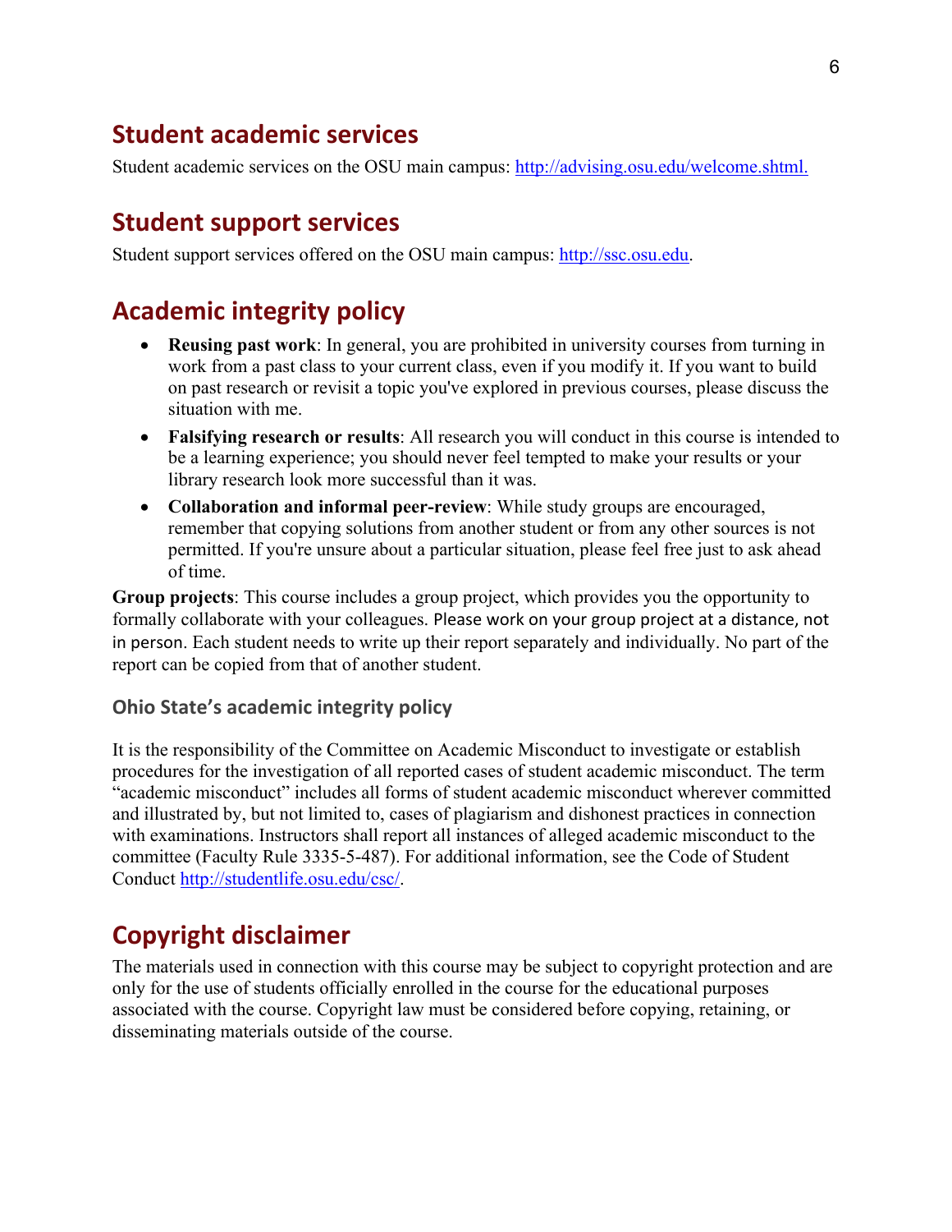## Student academic services

Student academic services on the OSU main campus: [http://advising.osu.edu/welcome.shtml.](http://advising.osu.edu/welcome.shtml)

## Student support services

Student support services offered on the OSU main campus: [http://ssc.osu.edu](http://ssc.osu.edu).

## Academic integrity policy

- **Reusing past work**: In general, you are prohibited in university courses from turning in work from a past class to your current class, even if you modify it. If you want to build on past research or revisit a topic you've explored in previous courses, please discuss the situation with me.
- **Falsifying research or results**: All research you will conduct in this course is intended to be a learning experience; you should never feel tempted to make your results or your library research look more successful than it was.
- **Collaboration and informal peer-review**: While study groups are encouraged, remember that copying solutions from another student or from any other sources is not permitted. If you're unsure about a particular situation, please feel free just to ask ahead of time.

**Group projects**: This course includes a group project, which provides you the opportunity to formally collaborate with your colleagues. Please work on your group project at a distance, not in person. Each student needs to write up their report separately and individually. No part of the report can be copied from that of another student.

### Ohio State's academic integrity policy

It is the responsibility of the Committee on Academic Misconduct to investigate or establish procedures for the investigation of all reported cases of student academic misconduct. The term "academic misconduct" includes all forms of student academic misconduct wherever committed and illustrated by, but not limited to, cases of plagiarism and dishonest practices in connection with examinations. Instructors shall report all instances of alleged academic misconduct to the committee (Faculty Rule 3335-5-487). For additional information, see the Code of Student Conduct [http://studentlife.osu.edu/csc/](http://studentlife.osu.edu/csc/).

## Copyright disclaimer

The materials used in connection with this course may be subject to copyright protection and are only for the use of students officially enrolled in the course for the educational purposes associated with the course. Copyright law must be considered before copying, retaining, or disseminating materials outside of the course.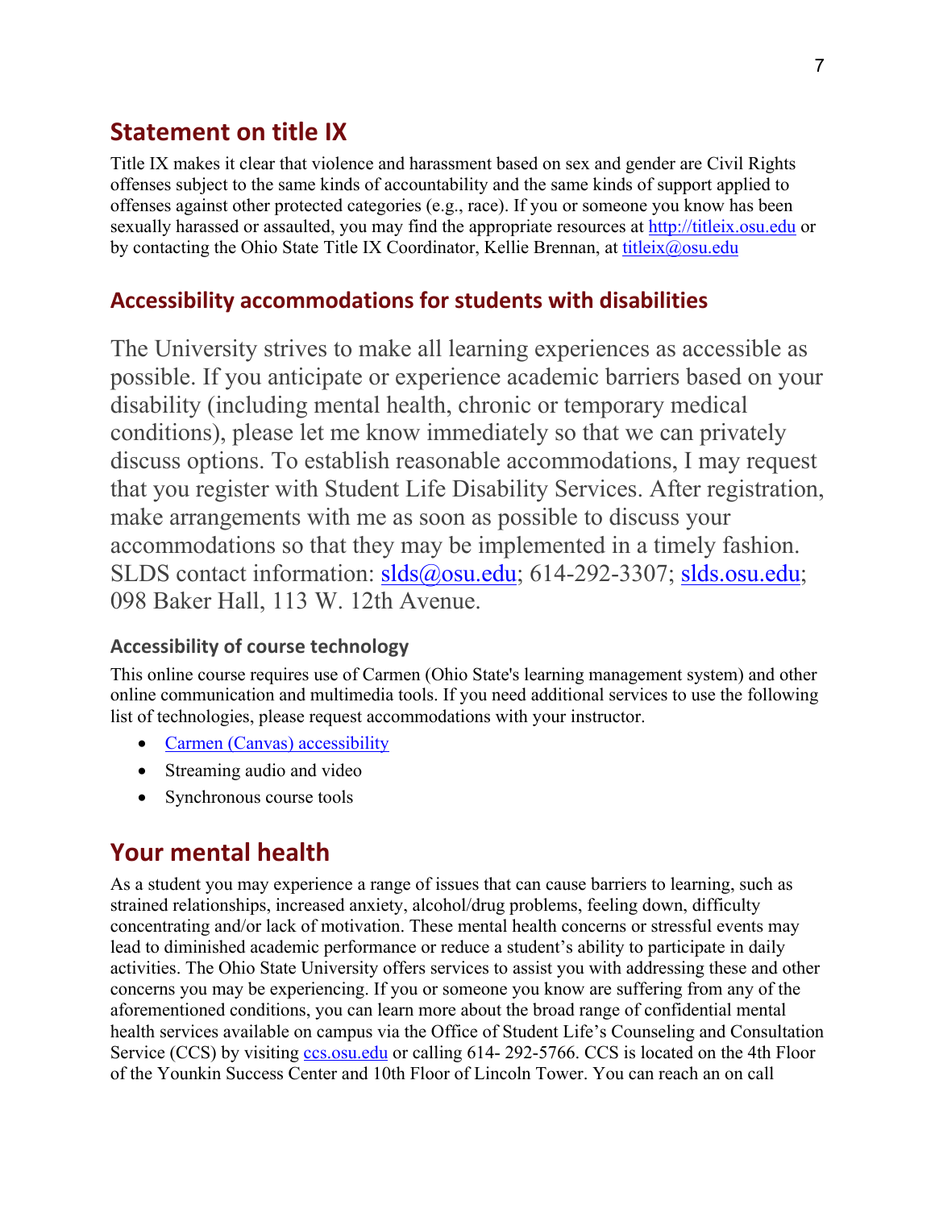## Statement on title IX

Title IX makes it clear that violence and harassment based on sex and gender are Civil Rights offenses subject to the same kinds of accountability and the same kinds of support applied to offenses against other protected categories (e.g., race). If you or someone you know has been sexually harassed or assaulted, you may find the appropriate resources at http://titleix.osu.edu or by contacting the Ohio State Title IX Coordinator, Kellie Brennan, at titleix@osu.edu

### Accessibility accommodations for students with disabilities

The University strives to make all learning experiences as accessible as possible. If you anticipate or experience academic barriers based on your disability (including mental health, chronic or temporary medical conditions), please let me know immediately so that we can privately discuss options. To establish reasonable accommodations, I may request that you register with Student Life Disability Services. After registration, make arrangements with me as soon as possible to discuss your accommodations so that they may be implemented in a timely fashion. SLDS contact information: slds@osu.edu; 614-292-3307; slds.osu.edu; 098 Baker Hall, 113 W. 12th Avenue.

#### Accessibility of course technology

This online course requires use of Carmen (Ohio State's learning management system) and other online communication and multimedia tools. If you need additional services to use the following list of technologies, please request accommodations with your instructor.

- Carmen (Canvas) accessibility
- Streaming audio and video
- Synchronous course tools

## Your mental health

As a student you may experience a range of issues that can cause barriers to learning, such as strained relationships, increased anxiety, alcohol/drug problems, feeling down, difficulty concentrating and/or lack of motivation. These mental health concerns or stressful events may lead to diminished academic performance or reduce a student's ability to participate in daily activities. The Ohio State University offers services to assist you with addressing these and other concerns you may be experiencing. If you or someone you know are suffering from any of the aforementioned conditions, you can learn more about the broad range of confidential mental health services available on campus via the Office of Student Life's Counseling and Consultation Service (CCS) by visiting ccs.osu.edu or calling 614- 292-5766. CCS is located on the 4th Floor of the Younkin Success Center and 10th Floor of Lincoln Tower. You can reach an on call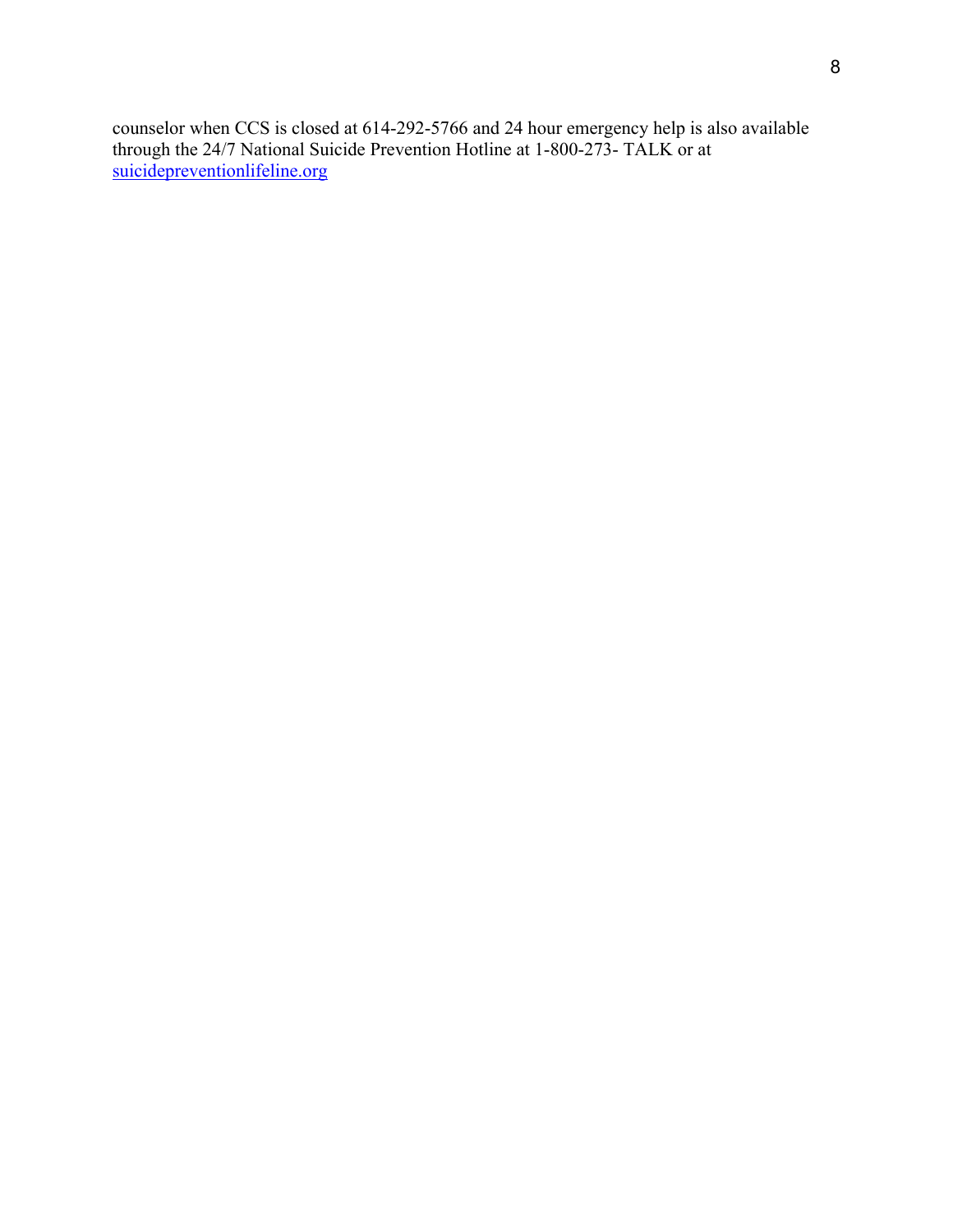counselor when CCS is closed at 614-292-5766 and 24 hour emergency help is also available through the 24/7 National Suicide Prevention Hotline at 1-800-273- TALK or at [suicidepreventionlifeline.org](suicidepreventionlifeline.org)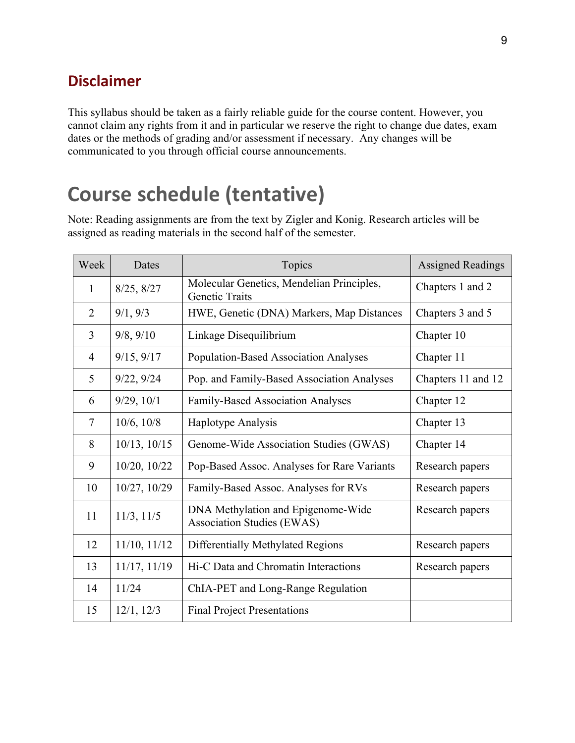## Disclaimer

This syllabus should be taken as a fairly reliable guide for the course content. However, you cannot claim any rights from it and in particular we reserve the right to change due dates, exam dates or the methods of grading and/or assessment if necessary. Any changes will be communicated to you through official course announcements.

# Course schedule (tentative)

Note: Reading assignments are from the text by Zigler and Konig. Research articles will be assigned as reading materials in the second half of the semester.

| Week | Dates | Topics | Assigned Readings |
|---|---|---|---|
| 1 | 8/25, 8/27 | Molecular Genetics, Mendelian Principles, Genetic Traits | Chapters 1 and 2 |
| 2 | 9/1, 9/3 | HWE, Genetic (DNA) Markers, Map Distances | Chapters 3 and 5 |
| 3 | 9/8, 9/10 | Linkage Disequilibrium | Chapter 10 |
| 4 | 9/15, 9/17 | Population-Based Association Analyses | Chapter 11 |
| 5 | 9/22, 9/24 | Pop. and Family-Based Association Analyses | Chapters 11 and 12 |
| 6 | 9/29, 10/1 | Family-Based Association Analyses | Chapter 12 |
| 7 | 10/6, 10/8 | Haplotype Analysis | Chapter 13 |
| 8 | 10/13, 10/15 | Genome-Wide Association Studies (GWAS) | Chapter 14 |
| 9 | 10/20, 10/22 | Pop-Based Assoc. Analyses for Rare Variants | Research papers |
| 10 | 10/27, 10/29 | Family-Based Assoc. Analyses for RVs | Research papers |
| 11 | 11/3, 11/5 | DNA Methylation and Epigenome-Wide Association Studies (EWAS) | Research papers |
| 12 | 11/10, 11/12 | Differentially Methylated Regions | Research papers |
| 13 | 11/17, 11/19 | Hi-C Data and Chromatin Interactions | Research papers |
| 14 | 11/24 | ChIA-PET and Long-Range Regulation | |
| 15 | 12/1, 12/3 | Final Project Presentations | |